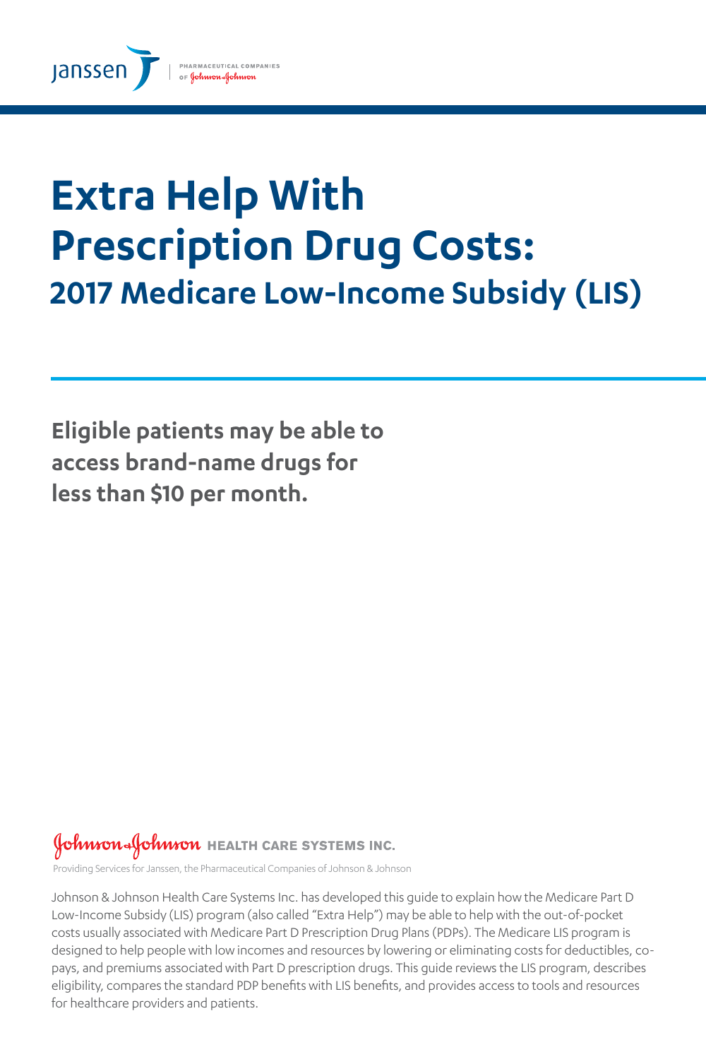janssen | PHARMACEUTICAL COMPANIES OF Johnson & Johnson

# Extra Help With Prescription Drug Costs:

## 2017 Medicare Low-Income Subsidy (LIS)

**Eligible patients may be able to access brand-name drugs for less than $10 per month.**

Johnson & Johnson HEALTH CARE SYSTEMS INC.

Providing Services for Janssen, the Pharmaceutical Companies of Johnson & Johnson

Johnson & Johnson Health Care Systems Inc. has developed this guide to explain how the Medicare Part D Low-Income Subsidy (LIS) program (also called "Extra Help") may be able to help with the out-of-pocket costs usually associated with Medicare Part D Prescription Drug Plans (PDPs). The Medicare LIS program is designed to help people with low incomes and resources by lowering or eliminating costs for deductibles, co-pays, and premiums associated with Part D prescription drugs. This guide reviews the LIS program, describes eligibility, compares the standard PDP benefits with LIS benefits, and provides access to tools and resources for healthcare providers and patients.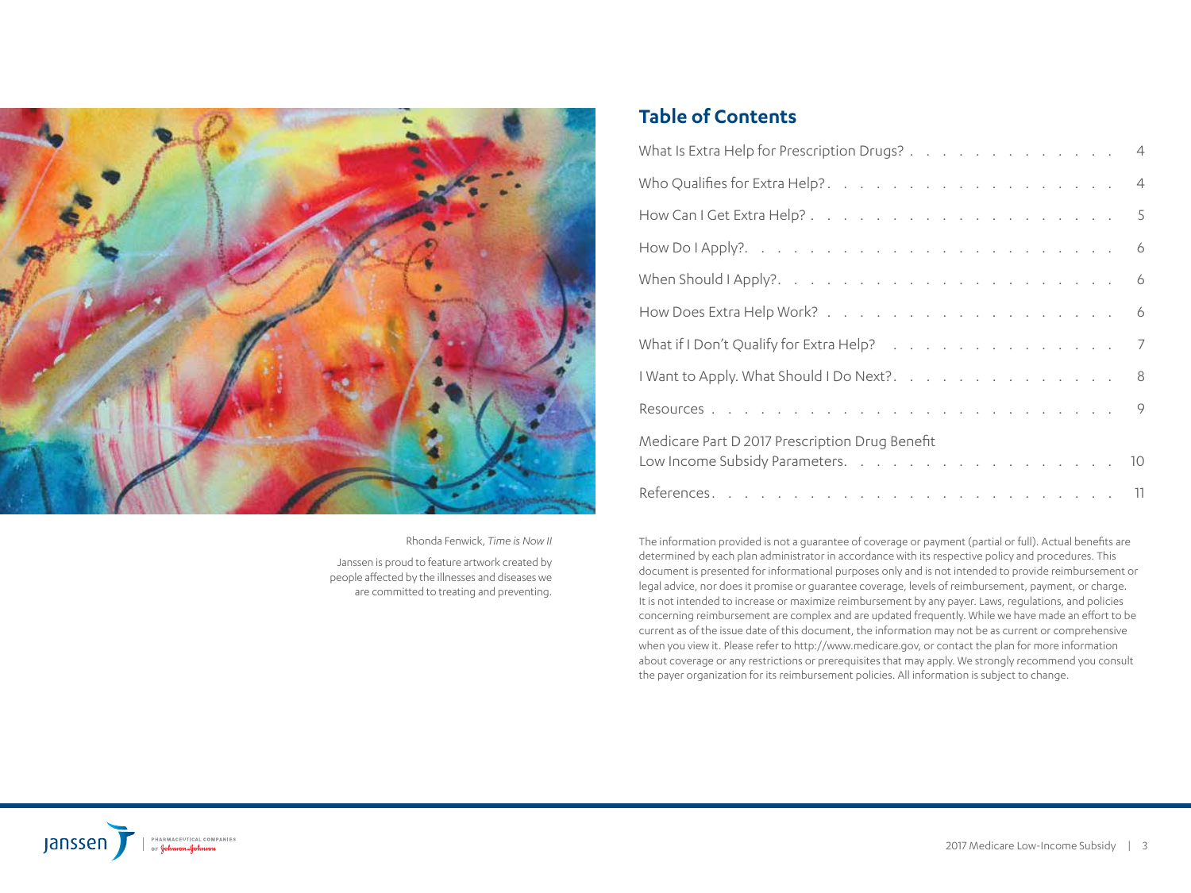Rhonda Fenwick, *Time is Now II*

Janssen is proud to feature artwork created by people affected by the illnesses and diseases we are committed to treating and preventing.

## Table of Contents

| | |
|---|---|
| What Is Extra Help for Prescription Drugs? | 4 |
| Who Qualifies for Extra Help? | 4 |
| How Can I Get Extra Help? | 5 |
| How Do I Apply? | 6 |
| When Should I Apply? | 6 |
| How Does Extra Help Work? | 6 |
| What if I Don't Qualify for Extra Help? | 7 |
| I Want to Apply. What Should I Do Next? | 8 |
| Resources | 9 |
| Medicare Part D 2017 Prescription Drug Benefit Low Income Subsidy Parameters | 10 |
| References | 11 |

The information provided is not a guarantee of coverage or payment (partial or full). Actual benefits are determined by each plan administrator in accordance with its respective policy and procedures. This document is presented for informational purposes only and is not intended to provide reimbursement or legal advice, nor does it promise or guarantee coverage, levels of reimbursement, payment, or charge. It is not intended to increase or maximize reimbursement by any payer. Laws, regulations, and policies concerning reimbursement are complex and are updated frequently. While we have made an effort to be current as of the issue date of this document, the information may not be as current or comprehensive when you view it. Please refer to http://www.medicare.gov, or contact the plan for more information about coverage or any restrictions or prerequisites that may apply. We strongly recommend you consult the payer organization for its reimbursement policies. All information is subject to change.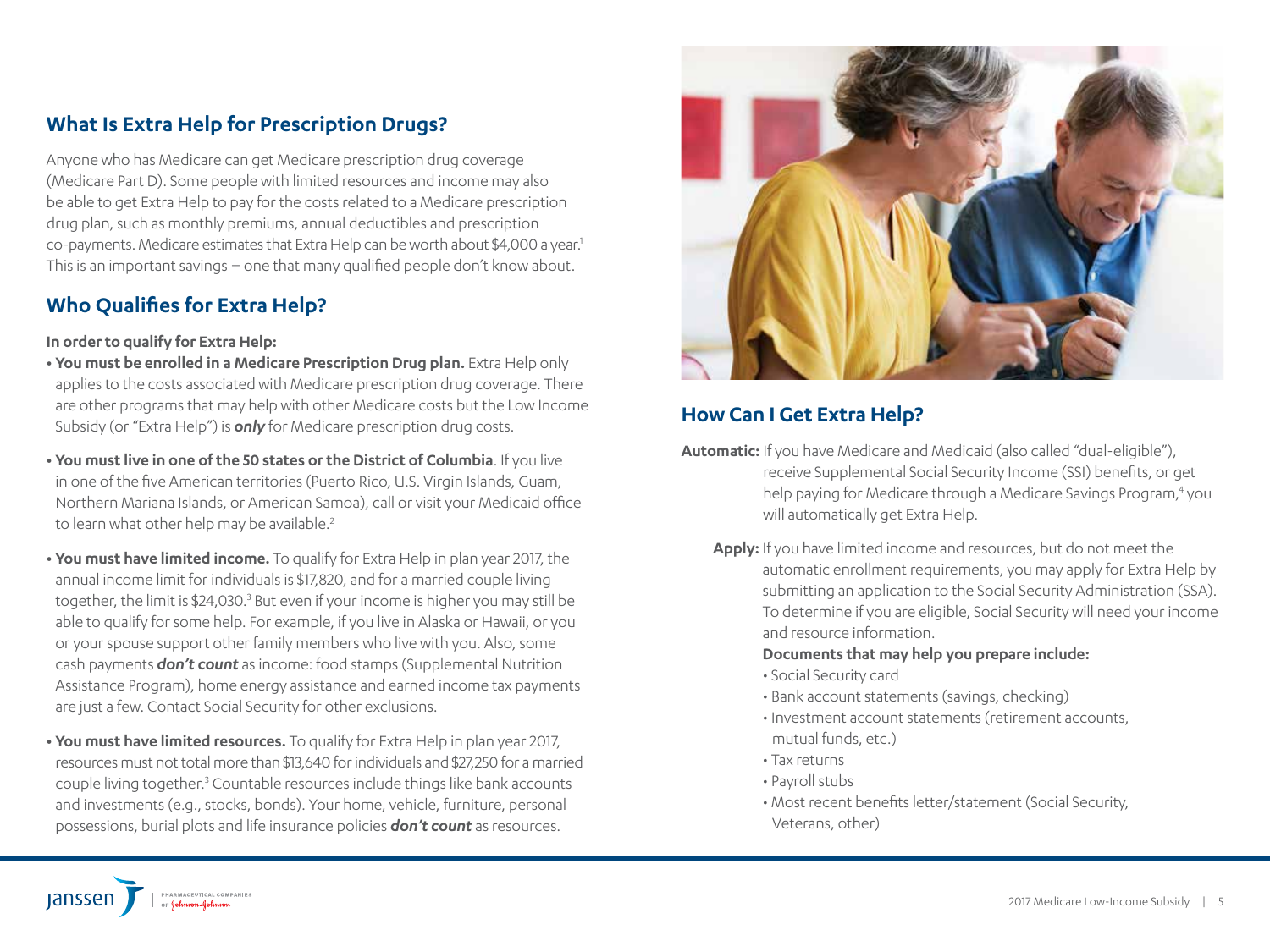## What Is Extra Help for Prescription Drugs?

Anyone who has Medicare can get Medicare prescription drug coverage (Medicare Part D). Some people with limited resources and income may also be able to get Extra Help to pay for the costs related to a Medicare prescription drug plan, such as monthly premiums, annual deductibles and prescription co-payments. Medicare estimates that Extra Help can be worth about $4,000 a year.[1] This is an important savings – one that many qualified people don't know about.

## Who Qualifies for Extra Help?

**In order to qualify for Extra Help:**

- **You must be enrolled in a Medicare Prescription Drug plan.** Extra Help only applies to the costs associated with Medicare prescription drug coverage. There are other programs that may help with other Medicare costs but the Low Income Subsidy (or "Extra Help") is ***only*** for Medicare prescription drug costs.
- **You must live in one of the 50 states or the District of Columbia**. If you live in one of the five American territories (Puerto Rico, U.S. Virgin Islands, Guam, Northern Mariana Islands, or American Samoa), call or visit your Medicaid office to learn what other help may be available.[2]
- **You must have limited income.** To qualify for Extra Help in plan year 2017, the annual income limit for individuals is $17,820, and for a married couple living together, the limit is $24,030.[3] But even if your income is higher you may still be able to qualify for some help. For example, if you live in Alaska or Hawaii, or you or your spouse support other family members who live with you. Also, some cash payments ***don't count*** as income: food stamps (Supplemental Nutrition Assistance Program), home energy assistance and earned income tax payments are just a few. Contact Social Security for other exclusions.
- **You must have limited resources.** To qualify for Extra Help in plan year 2017, resources must not total more than $13,640 for individuals and $27,250 for a married couple living together.[3] Countable resources include things like bank accounts and investments (e.g., stocks, bonds). Your home, vehicle, furniture, personal possessions, burial plots and life insurance policies ***don't count*** as resources.

## How Can I Get Extra Help?

**Automatic:** If you have Medicare and Medicaid (also called "dual-eligible"), receive Supplemental Social Security Income (SSI) benefits, or get help paying for Medicare through a Medicare Savings Program,[4] you will automatically get Extra Help.

**Apply:** If you have limited income and resources, but do not meet the automatic enrollment requirements, you may apply for Extra Help by submitting an application to the Social Security Administration (SSA). To determine if you are eligible, Social Security will need your income and resource information.

**Documents that may help you prepare include:**

- Social Security card
- Bank account statements (savings, checking)
- Investment account statements (retirement accounts, mutual funds, etc.)
- Tax returns
- Payroll stubs
- Most recent benefits letter/statement (Social Security, Veterans, other)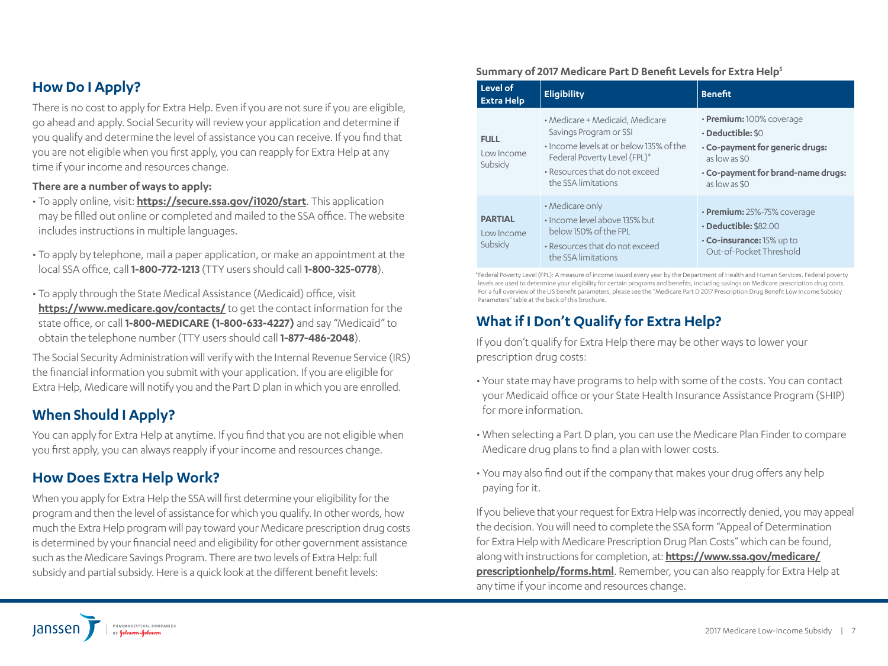## How Do I Apply?

There is no cost to apply for Extra Help. Even if you are not sure if you are eligible, go ahead and apply. Social Security will review your application and determine if you qualify and determine the level of assistance you can receive. If you find that you are not eligible when you first apply, you can reapply for Extra Help at any time if your income and resources change.

**There are a number of ways to apply:**

- To apply online, visit: **https://secure.ssa.gov/i1020/start**. This application may be filled out online or completed and mailed to the SSA office. The website includes instructions in multiple languages.
- To apply by telephone, mail a paper application, or make an appointment at the local SSA office, call **1-800-772-1213** (TTY users should call **1-800-325-0778**).
- To apply through the State Medical Assistance (Medicaid) office, visit **https://www.medicare.gov/contacts/** to get the contact information for the state office, or call **1-800-MEDICARE (1-800-633-4227)** and say "Medicaid" to obtain the telephone number (TTY users should call **1-877-486-2048**).

The Social Security Administration will verify with the Internal Revenue Service (IRS) the financial information you submit with your application. If you are eligible for Extra Help, Medicare will notify you and the Part D plan in which you are enrolled.

## When Should I Apply?

You can apply for Extra Help at anytime. If you find that you are not eligible when you first apply, you can always reapply if your income and resources change.

## How Does Extra Help Work?

When you apply for Extra Help the SSA will first determine your eligibility for the program and then the level of assistance for which you qualify. In other words, how much the Extra Help program will pay toward your Medicare prescription drug costs is determined by your financial need and eligibility for other government assistance such as the Medicare Savings Program. There are two levels of Extra Help: full subsidy and partial subsidy. Here is a quick look at the different benefit levels:

**Summary of 2017 Medicare Part D Benefit Levels for Extra Help[5]**

| Level of Extra Help | Eligibility | Benefit |
|---|---|---|
| **FULL** Low Income Subsidy | • Medicare + Medicaid, Medicare Savings Program or SSI<br>• Income levels at or below 135% of the Federal Poverty Level (FPL)*<br>• Resources that do not exceed the SSA limitations | • **Premium:** 100% coverage<br>• **Deductible:** $0<br>• **Co-payment for generic drugs:** as low as $0<br>• **Co-payment for brand-name drugs:** as low as $0 |
| **PARTIAL** Low Income Subsidy | • Medicare only<br>• Income level above 135% but below 150% of the FPL<br>• Resources that do not exceed the SSA limitations | • **Premium:** 25%-75% coverage<br>• **Deductible:** $82.00<br>• **Co-insurance:** 15% up to Out-of-Pocket Threshold |

*Federal Poverty Level (FPL): A measure of income issued every year by the Department of Health and Human Services. Federal poverty levels are used to determine your eligibility for certain programs and benefits, including savings on Medicare prescription drug costs. For a full overview of the LIS benefit parameters, please see the "Medicare Part D 2017 Prescription Drug Benefit Low Income Subsidy Parameters" table at the back of this brochure.

## What if I Don't Qualify for Extra Help?

If you don't qualify for Extra Help there may be other ways to lower your prescription drug costs:

- Your state may have programs to help with some of the costs. You can contact your Medicaid office or your State Health Insurance Assistance Program (SHIP) for more information.
- When selecting a Part D plan, you can use the Medicare Plan Finder to compare Medicare drug plans to find a plan with lower costs.
- You may also find out if the company that makes your drug offers any help paying for it.

If you believe that your request for Extra Help was incorrectly denied, you may appeal the decision. You will need to complete the SSA form "Appeal of Determination for Extra Help with Medicare Prescription Drug Plan Costs" which can be found, along with instructions for completion, at: **https://www.ssa.gov/medicare/prescriptionhelp/forms.html**. Remember, you can also reapply for Extra Help at any time if your income and resources change.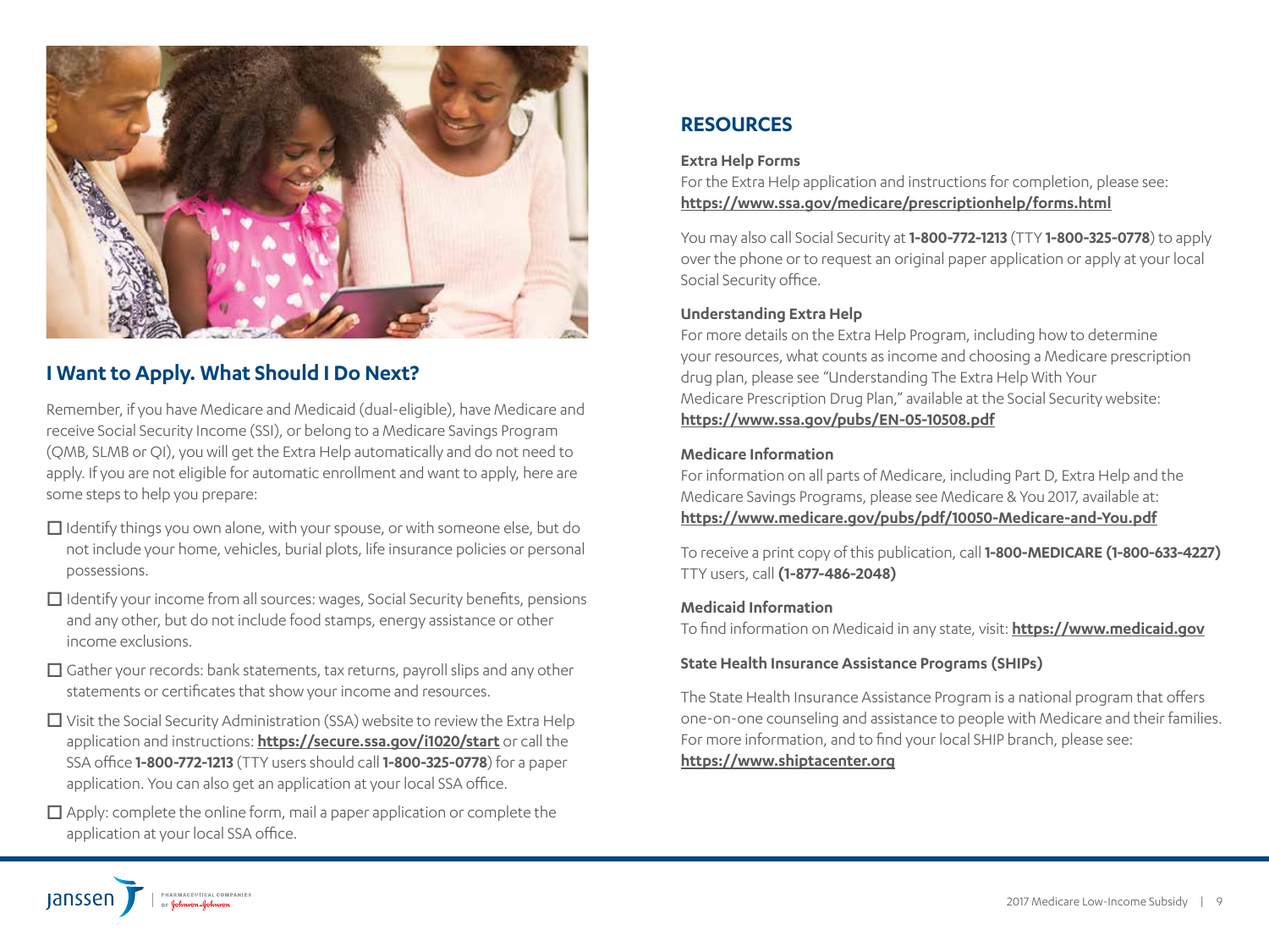## I Want to Apply. What Should I Do Next?

Remember, if you have Medicare and Medicaid (dual-eligible), have Medicare and receive Social Security Income (SSI), or belong to a Medicare Savings Program (QMB, SLMB or QI), you will get the Extra Help automatically and do not need to apply. If you are not eligible for automatic enrollment and want to apply, here are some steps to help you prepare:

- ☐ Identify things you own alone, with your spouse, or with someone else, but do not include your home, vehicles, burial plots, life insurance policies or personal possessions.
- ☐ Identify your income from all sources: wages, Social Security benefits, pensions and any other, but do not include food stamps, energy assistance or other income exclusions.
- ☐ Gather your records: bank statements, tax returns, payroll slips and any other statements or certificates that show your income and resources.
- ☐ Visit the Social Security Administration (SSA) website to review the Extra Help application and instructions: **https://secure.ssa.gov/i1020/start** or call the SSA office **1-800-772-1213** (TTY users should call **1-800-325-0778**) for a paper application. You can also get an application at your local SSA office.
- ☐ Apply: complete the online form, mail a paper application or complete the application at your local SSA office.

## RESOURCES

**Extra Help Forms**

For the Extra Help application and instructions for completion, please see: **https://www.ssa.gov/medicare/prescriptionhelp/forms.html**

You may also call Social Security at **1-800-772-1213** (TTY **1-800-325-0778**) to apply over the phone or to request an original paper application or apply at your local Social Security office.

**Understanding Extra Help**

For more details on the Extra Help Program, including how to determine your resources, what counts as income and choosing a Medicare prescription drug plan, please see "Understanding The Extra Help With Your Medicare Prescription Drug Plan," available at the Social Security website: **https://www.ssa.gov/pubs/EN-05-10508.pdf**

**Medicare Information**

For information on all parts of Medicare, including Part D, Extra Help and the Medicare Savings Programs, please see Medicare & You 2017, available at: **https://www.medicare.gov/pubs/pdf/10050-Medicare-and-You.pdf**

To receive a print copy of this publication, call **1-800-MEDICARE (1-800-633-4227)** TTY users, call **(1-877-486-2048)**

**Medicaid Information**

To find information on Medicaid in any state, visit: **https://www.medicaid.gov**

**State Health Insurance Assistance Programs (SHIPs)**

The State Health Insurance Assistance Program is a national program that offers one-on-one counseling and assistance to people with Medicare and their families. For more information, and to find your local SHIP branch, please see: **https://www.shiptacenter.org**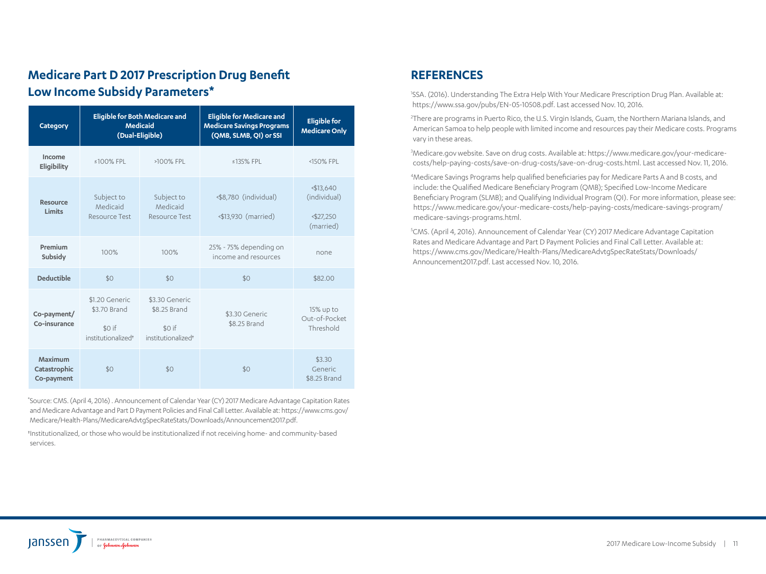## Medicare Part D 2017 Prescription Drug Benefit Low Income Subsidy Parameters*

| Category | Eligible for Both Medicare and Medicaid (Dual-Eligible) | | Eligible for Medicare and Medicare Savings Programs (QMB, SLMB, QI) or SSI | Eligible for Medicare Only |
|---|---|---|---|---|
| **Income Eligibility** | ≤100% FPL | >100% FPL | ≤135% FPL | <150% FPL |
| **Resource Limits** | Subject to Medicaid Resource Test | Subject to Medicaid Resource Test | <$8,780 (individual) <$13,930 (married) | <$13,640 (individual) <$27,250 (married) |
| **Premium Subsidy** | 100% | 100% | 25% - 75% depending on income and resources | none |
| **Deductible** | $0 | $0 | $0 | $82.00 |
| **Co-payment/ Co-insurance** | $1.20 Generic $3.70 Brand $0 if institutionalized† | $3.30 Generic $8.25 Brand $0 if institutionalized† | $3.30 Generic $8.25 Brand | 15% up to Out-of-Pocket Threshold |
| **Maximum Catastrophic Co-payment** | $0 | $0 | $0 | $3.30 Generic $8.25 Brand |

*Source: CMS. (April 4, 2016) . Announcement of Calendar Year (CY) 2017 Medicare Advantage Capitation Rates and Medicare Advantage and Part D Payment Policies and Final Call Letter. Available at: https://www.cms.gov/Medicare/Health-Plans/MedicareAdvtgSpecRateStats/Downloads/Announcement2017.pdf.

†Institutionalized, or those who would be institutionalized if not receiving home- and community-based services.

## REFERENCES

[1]SSA. (2016). Understanding The Extra Help With Your Medicare Prescription Drug Plan. Available at: https://www.ssa.gov/pubs/EN-05-10508.pdf. Last accessed Nov. 10, 2016.

[2]There are programs in Puerto Rico, the U.S. Virgin Islands, Guam, the Northern Mariana Islands, and American Samoa to help people with limited income and resources pay their Medicare costs. Programs vary in these areas.

[3]Medicare.gov website. Save on drug costs. Available at: https://www.medicare.gov/your-medicare-costs/help-paying-costs/save-on-drug-costs/save-on-drug-costs.html. Last accessed Nov. 11, 2016.

[4]Medicare Savings Programs help qualified beneficiaries pay for Medicare Parts A and B costs, and include: the Qualified Medicare Beneficiary Program (QMB); Specified Low-Income Medicare Beneficiary Program (SLMB); and Qualifying Individual Program (QI). For more information, please see: https://www.medicare.gov/your-medicare-costs/help-paying-costs/medicare-savings-program/medicare-savings-programs.html.

[5]CMS. (April 4, 2016). Announcement of Calendar Year (CY) 2017 Medicare Advantage Capitation Rates and Medicare Advantage and Part D Payment Policies and Final Call Letter. Available at: https://www.cms.gov/Medicare/Health-Plans/MedicareAdvtgSpecRateStats/Downloads/Announcement2017.pdf. Last accessed Nov. 10, 2016.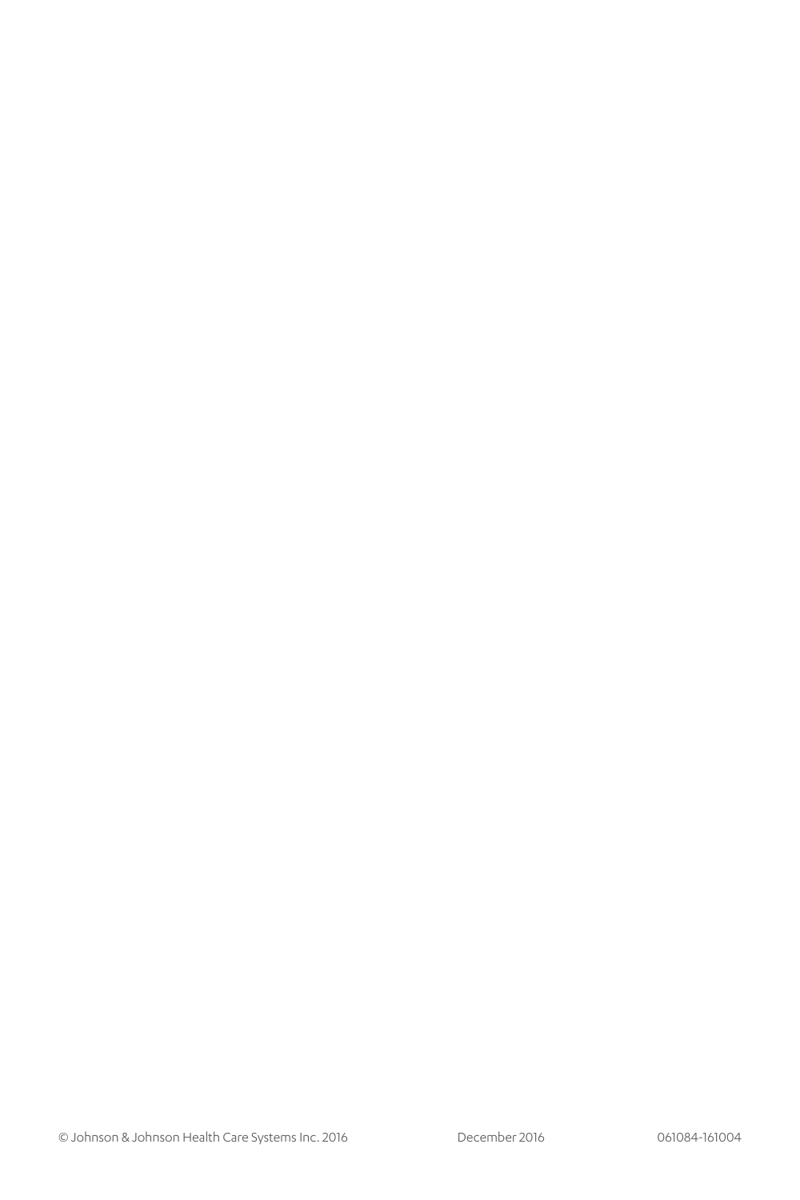© Johnson & Johnson Health Care Systems Inc. 2016 December 2016 061084-161004